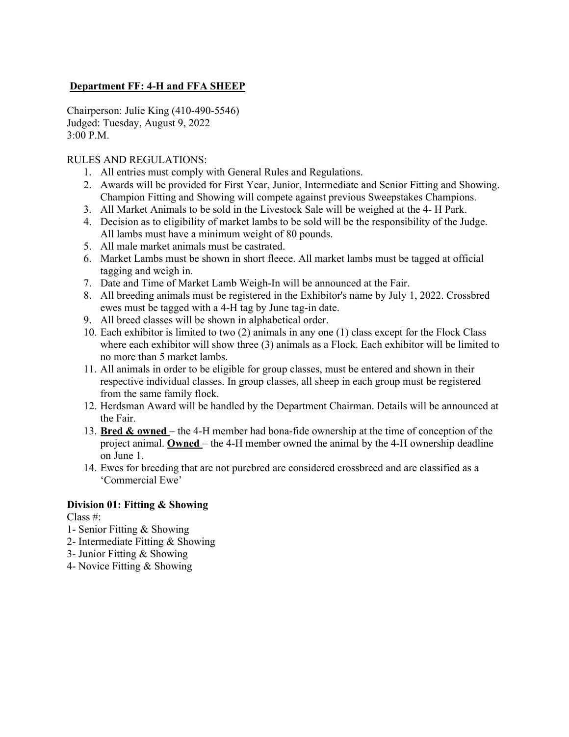## Department FF: 4-H and FFA SHEEP

Chairperson: Julie King (410-490-5546)
Judged: Tuesday, August 9, 2022
3:00 P.M.

RULES AND REGULATIONS:

1. All entries must comply with General Rules and Regulations.
2. Awards will be provided for First Year, Junior, Intermediate and Senior Fitting and Showing. Champion Fitting and Showing will compete against previous Sweepstakes Champions.
3. All Market Animals to be sold in the Livestock Sale will be weighed at the 4- H Park.
4. Decision as to eligibility of market lambs to be sold will be the responsibility of the Judge. All lambs must have a minimum weight of 80 pounds.
5. All male market animals must be castrated.
6. Market Lambs must be shown in short fleece. All market lambs must be tagged at official tagging and weigh in.
7. Date and Time of Market Lamb Weigh-In will be announced at the Fair.
8. All breeding animals must be registered in the Exhibitor's name by July 1, 2022. Crossbred ewes must be tagged with a 4-H tag by June tag-in date.
9. All breed classes will be shown in alphabetical order.
10. Each exhibitor is limited to two (2) animals in any one (1) class except for the Flock Class where each exhibitor will show three (3) animals as a Flock. Each exhibitor will be limited to no more than 5 market lambs.
11. All animals in order to be eligible for group classes, must be entered and shown in their respective individual classes. In group classes, all sheep in each group must be registered from the same family flock.
12. Herdsman Award will be handled by the Department Chairman. Details will be announced at the Fair.
13. **Bred & owned** – the 4-H member had bona-fide ownership at the time of conception of the project animal. **Owned** – the 4-H member owned the animal by the 4-H ownership deadline on June 1.
14. Ewes for breeding that are not purebred are considered crossbreed and are classified as a 'Commercial Ewe'

### Division 01: Fitting & Showing

Class #:

1- Senior Fitting & Showing
2- Intermediate Fitting & Showing
3- Junior Fitting & Showing
4- Novice Fitting & Showing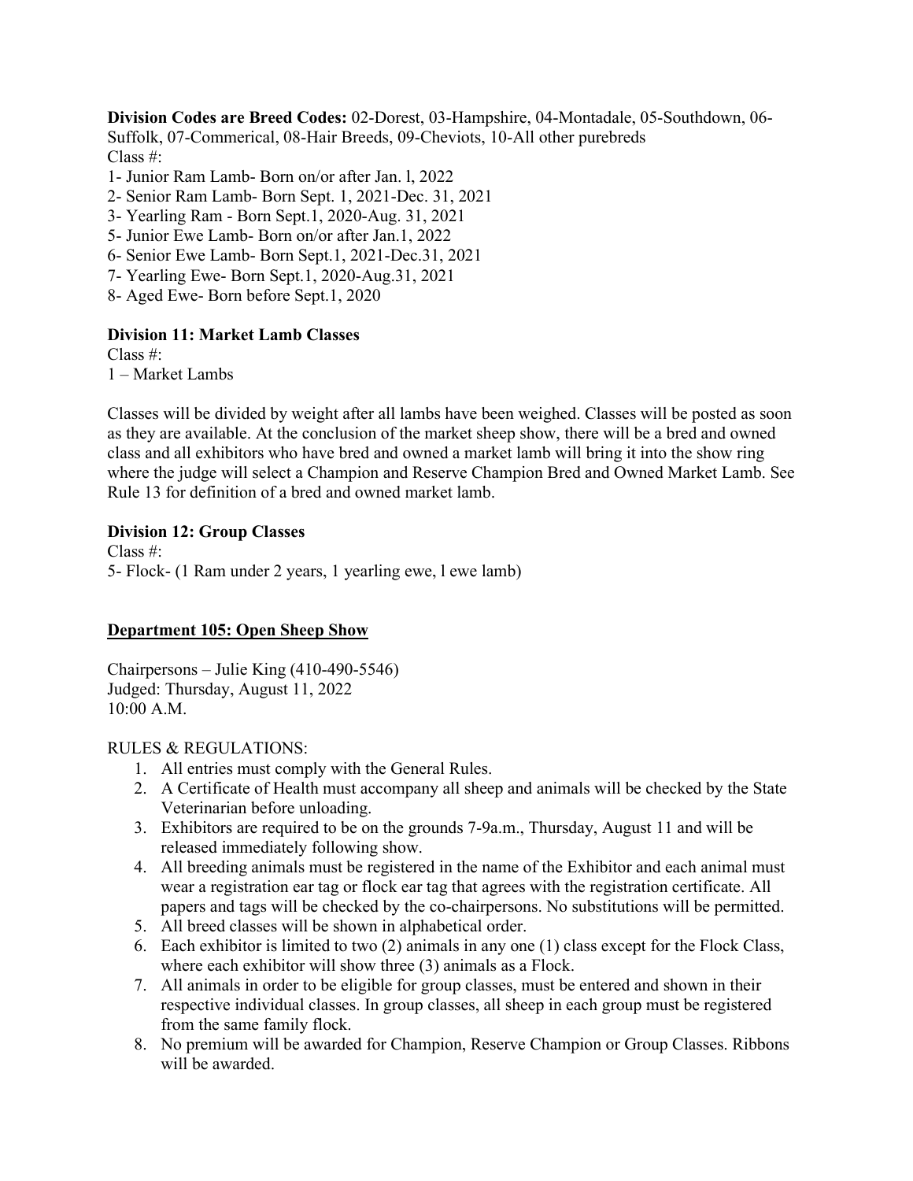**Division Codes are Breed Codes:** 02-Dorest, 03-Hampshire, 04-Montadale, 05-Southdown, 06-Suffolk, 07-Commerical, 08-Hair Breeds, 09-Cheviots, 10-All other purebreds

Class #:

1- Junior Ram Lamb- Born on/or after Jan. l, 2022
2- Senior Ram Lamb- Born Sept. 1, 2021-Dec. 31, 2021
3- Yearling Ram - Born Sept.1, 2020-Aug. 31, 2021
5- Junior Ewe Lamb- Born on/or after Jan.1, 2022
6- Senior Ewe Lamb- Born Sept.1, 2021-Dec.31, 2021
7- Yearling Ewe- Born Sept.1, 2020-Aug.31, 2021
8- Aged Ewe- Born before Sept.1, 2020

**Division 11: Market Lamb Classes**

Class #:

1 – Market Lambs

Classes will be divided by weight after all lambs have been weighed. Classes will be posted as soon as they are available. At the conclusion of the market sheep show, there will be a bred and owned class and all exhibitors who have bred and owned a market lamb will bring it into the show ring where the judge will select a Champion and Reserve Champion Bred and Owned Market Lamb. See Rule 13 for definition of a bred and owned market lamb.

**Division 12: Group Classes**

Class #:

5- Flock- (1 Ram under 2 years, 1 yearling ewe, l ewe lamb)

## Department 105: Open Sheep Show

Chairpersons – Julie King (410-490-5546)
Judged: Thursday, August 11, 2022
10:00 A.M.

RULES & REGULATIONS:

1. All entries must comply with the General Rules.
2. A Certificate of Health must accompany all sheep and animals will be checked by the State Veterinarian before unloading.
3. Exhibitors are required to be on the grounds 7-9a.m., Thursday, August 11 and will be released immediately following show.
4. All breeding animals must be registered in the name of the Exhibitor and each animal must wear a registration ear tag or flock ear tag that agrees with the registration certificate. All papers and tags will be checked by the co-chairpersons. No substitutions will be permitted.
5. All breed classes will be shown in alphabetical order.
6. Each exhibitor is limited to two (2) animals in any one (1) class except for the Flock Class, where each exhibitor will show three (3) animals as a Flock.
7. All animals in order to be eligible for group classes, must be entered and shown in their respective individual classes. In group classes, all sheep in each group must be registered from the same family flock.
8. No premium will be awarded for Champion, Reserve Champion or Group Classes. Ribbons will be awarded.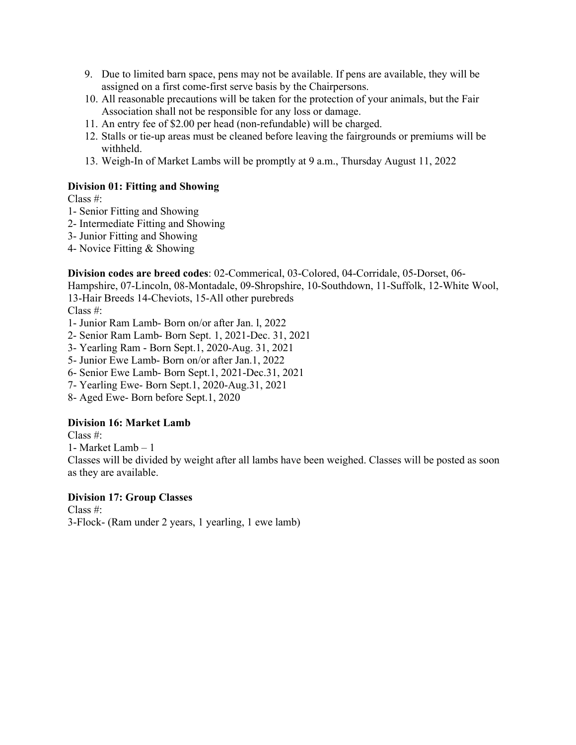9. Due to limited barn space, pens may not be available. If pens are available, they will be assigned on a first come-first serve basis by the Chairpersons.
10. All reasonable precautions will be taken for the protection of your animals, but the Fair Association shall not be responsible for any loss or damage.
11. An entry fee of $2.00 per head (non-refundable) will be charged.
12. Stalls or tie-up areas must be cleaned before leaving the fairgrounds or premiums will be withheld.
13. Weigh-In of Market Lambs will be promptly at 9 a.m., Thursday August 11, 2022

**Division 01: Fitting and Showing**

Class #:
1- Senior Fitting and Showing
2- Intermediate Fitting and Showing
3- Junior Fitting and Showing
4- Novice Fitting & Showing

**Division codes are breed codes**: 02-Commerical, 03-Colored, 04-Corridale, 05-Dorset, 06-Hampshire, 07-Lincoln, 08-Montadale, 09-Shropshire, 10-Southdown, 11-Suffolk, 12-White Wool, 13-Hair Breeds 14-Cheviots, 15-All other purebreds

Class #:
1- Junior Ram Lamb- Born on/or after Jan. l, 2022
2- Senior Ram Lamb- Born Sept. 1, 2021-Dec. 31, 2021
3- Yearling Ram - Born Sept.1, 2020-Aug. 31, 2021
5- Junior Ewe Lamb- Born on/or after Jan.1, 2022
6- Senior Ewe Lamb- Born Sept.1, 2021-Dec.31, 2021
7- Yearling Ewe- Born Sept.1, 2020-Aug.31, 2021
8- Aged Ewe- Born before Sept.1, 2020

**Division 16: Market Lamb**

Class #:
1- Market Lamb – 1
Classes will be divided by weight after all lambs have been weighed. Classes will be posted as soon as they are available.

**Division 17: Group Classes**

Class #:
3-Flock- (Ram under 2 years, 1 yearling, 1 ewe lamb)